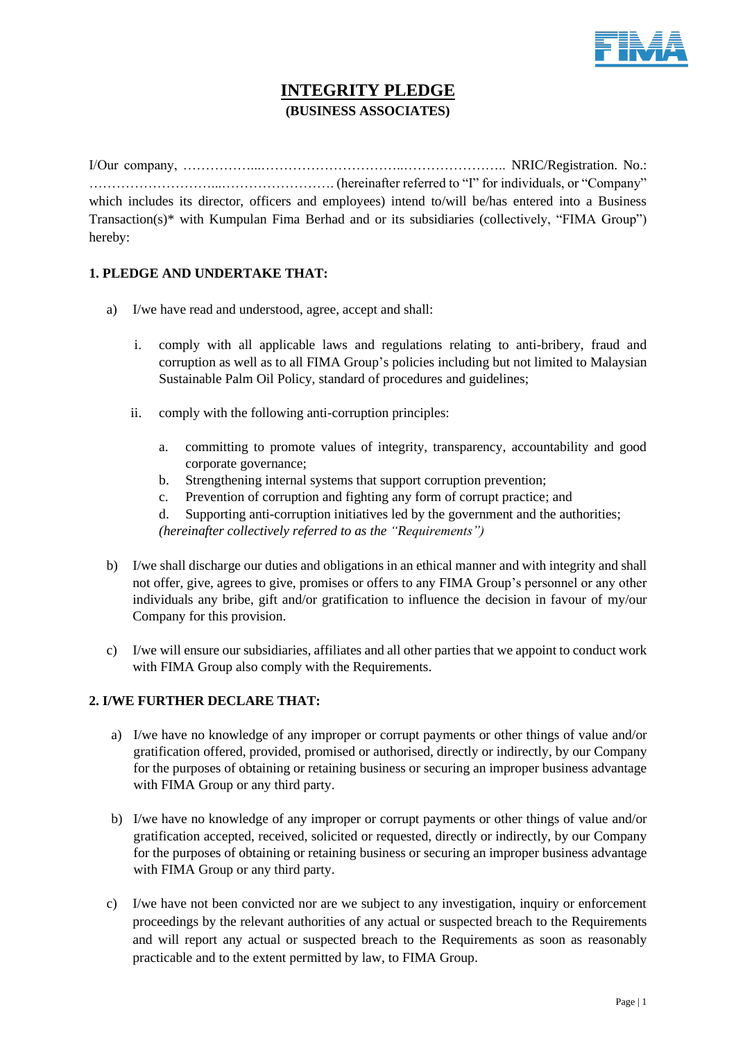# INTEGRITY PLEDGE
## (BUSINESS ASSOCIATES)

I/Our company, ……………....…………………………..………………….. NRIC/Registration. No.: ………………………...……………………. (hereinafter referred to "I" for individuals, or "Company" which includes its director, officers and employees) intend to/will be/has entered into a Business Transaction(s)* with Kumpulan Fima Berhad and or its subsidiaries (collectively, "FIMA Group") hereby:

**1. PLEDGE AND UNDERTAKE THAT:**

a) I/we have read and understood, agree, accept and shall:

   i. comply with all applicable laws and regulations relating to anti-bribery, fraud and corruption as well as to all FIMA Group's policies including but not limited to Malaysian Sustainable Palm Oil Policy, standard of procedures and guidelines;

   ii. comply with the following anti-corruption principles:

      a. committing to promote values of integrity, transparency, accountability and good corporate governance;
      b. Strengthening internal systems that support corruption prevention;
      c. Prevention of corruption and fighting any form of corrupt practice; and
      d. Supporting anti-corruption initiatives led by the government and the authorities;

   *(hereinafter collectively referred to as the "Requirements")*

b) I/we shall discharge our duties and obligations in an ethical manner and with integrity and shall not offer, give, agrees to give, promises or offers to any FIMA Group's personnel or any other individuals any bribe, gift and/or gratification to influence the decision in favour of my/our Company for this provision.

c) I/we will ensure our subsidiaries, affiliates and all other parties that we appoint to conduct work with FIMA Group also comply with the Requirements.

**2. I/WE FURTHER DECLARE THAT:**

a) I/we have no knowledge of any improper or corrupt payments or other things of value and/or gratification offered, provided, promised or authorised, directly or indirectly, by our Company for the purposes of obtaining or retaining business or securing an improper business advantage with FIMA Group or any third party.

b) I/we have no knowledge of any improper or corrupt payments or other things of value and/or gratification accepted, received, solicited or requested, directly or indirectly, by our Company for the purposes of obtaining or retaining business or securing an improper business advantage with FIMA Group or any third party.

c) I/we have not been convicted nor are we subject to any investigation, inquiry or enforcement proceedings by the relevant authorities of any actual or suspected breach to the Requirements and will report any actual or suspected breach to the Requirements as soon as reasonably practicable and to the extent permitted by law, to FIMA Group.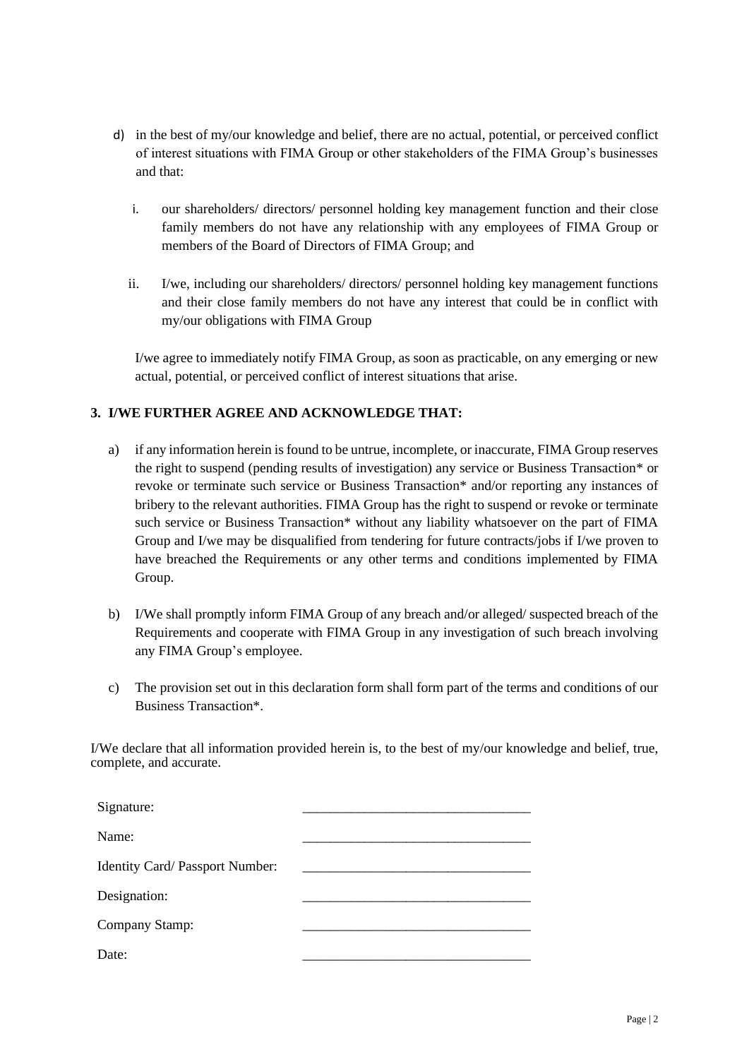d) in the best of my/our knowledge and belief, there are no actual, potential, or perceived conflict of interest situations with FIMA Group or other stakeholders of the FIMA Group's businesses and that:

   i. our shareholders/ directors/ personnel holding key management function and their close family members do not have any relationship with any employees of FIMA Group or members of the Board of Directors of FIMA Group; and

   ii. I/we, including our shareholders/ directors/ personnel holding key management functions and their close family members do not have any interest that could be in conflict with my/our obligations with FIMA Group

   I/we agree to immediately notify FIMA Group, as soon as practicable, on any emerging or new actual, potential, or perceived conflict of interest situations that arise.

**3. I/WE FURTHER AGREE AND ACKNOWLEDGE THAT:**

a) if any information herein is found to be untrue, incomplete, or inaccurate, FIMA Group reserves the right to suspend (pending results of investigation) any service or Business Transaction* or revoke or terminate such service or Business Transaction* and/or reporting any instances of bribery to the relevant authorities. FIMA Group has the right to suspend or revoke or terminate such service or Business Transaction* without any liability whatsoever on the part of FIMA Group and I/we may be disqualified from tendering for future contracts/jobs if I/we proven to have breached the Requirements or any other terms and conditions implemented by FIMA Group.

b) I/We shall promptly inform FIMA Group of any breach and/or alleged/ suspected breach of the Requirements and cooperate with FIMA Group in any investigation of such breach involving any FIMA Group's employee.

c) The provision set out in this declaration form shall form part of the terms and conditions of our Business Transaction*.

I/We declare that all information provided herein is, to the best of my/our knowledge and belief, true, complete, and accurate.

Signature: ________________________________

Name: ________________________________

Identity Card/ Passport Number: ________________________________

Designation: ________________________________

Company Stamp: ________________________________

Date: ________________________________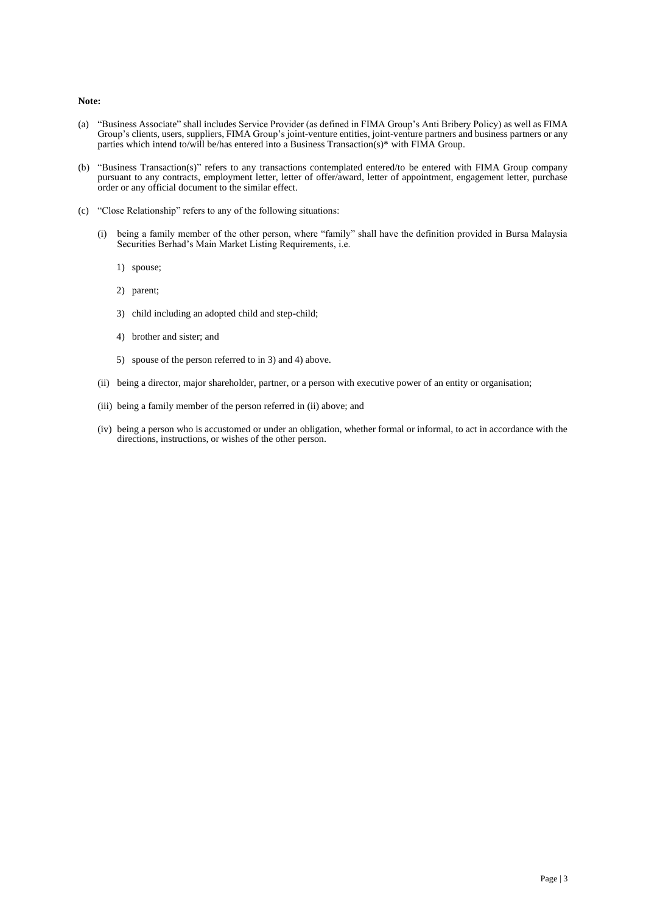**Note:**

(a) "Business Associate" shall includes Service Provider (as defined in FIMA Group's Anti Bribery Policy) as well as FIMA Group's clients, users, suppliers, FIMA Group's joint-venture entities, joint-venture partners and business partners or any parties which intend to/will be/has entered into a Business Transaction(s)* with FIMA Group.

(b) "Business Transaction(s)" refers to any transactions contemplated entered/to be entered with FIMA Group company pursuant to any contracts, employment letter, letter of offer/award, letter of appointment, engagement letter, purchase order or any official document to the similar effect.

(c) "Close Relationship" refers to any of the following situations:

   (i) being a family member of the other person, where "family" shall have the definition provided in Bursa Malaysia Securities Berhad's Main Market Listing Requirements, i.e.

      1) spouse;

      2) parent;

      3) child including an adopted child and step-child;

      4) brother and sister; and

      5) spouse of the person referred to in 3) and 4) above.

   (ii) being a director, major shareholder, partner, or a person with executive power of an entity or organisation;

   (iii) being a family member of the person referred in (ii) above; and

   (iv) being a person who is accustomed or under an obligation, whether formal or informal, to act in accordance with the directions, instructions, or wishes of the other person.